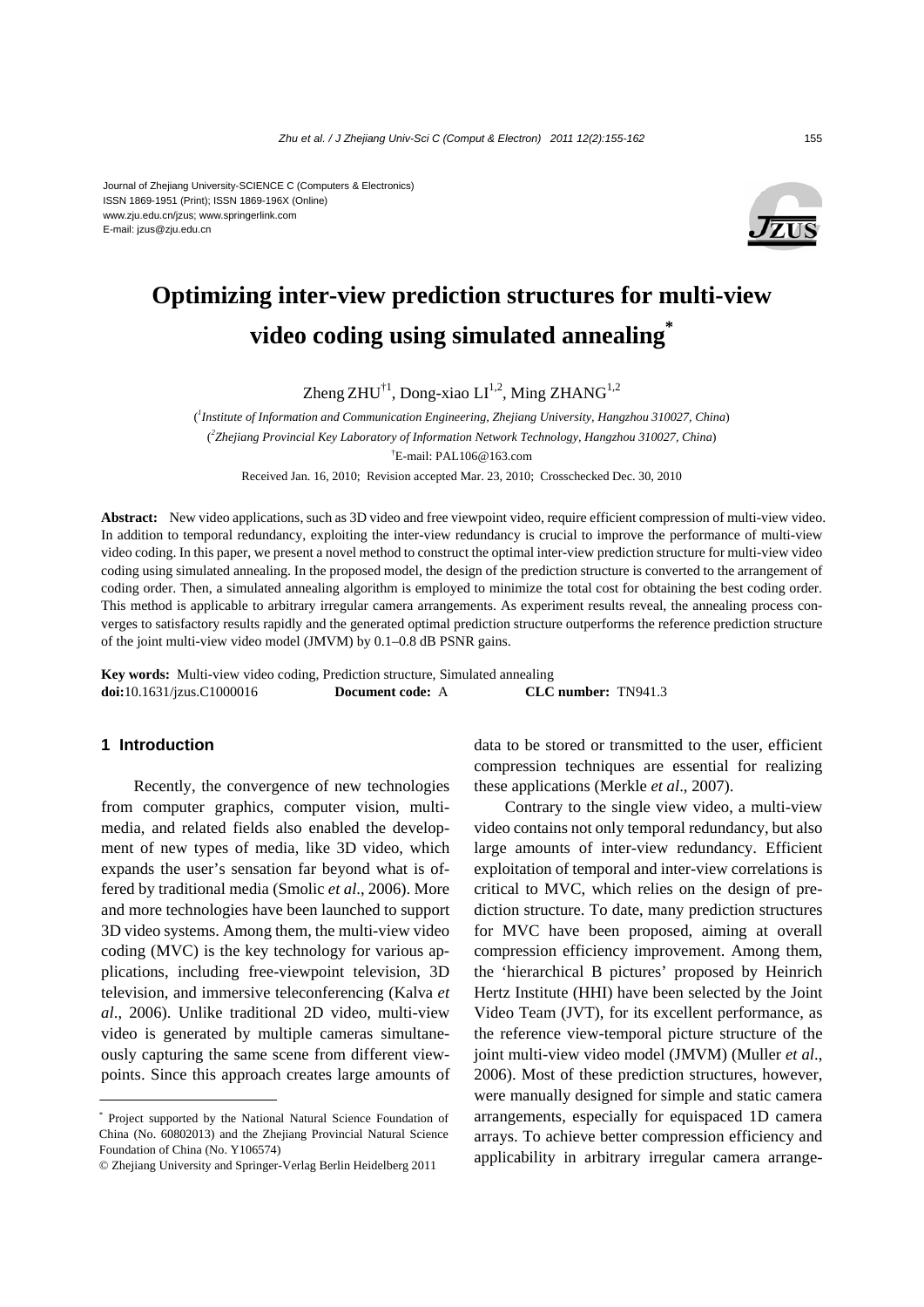Journal of Zhejiang University-SCIENCE C (Computers & Electronics)
ISSN 1869-1951 (Print); ISSN 1869-196X (Online)
www.zju.edu.cn/jzus; www.springerlink.com
E-mail: jzus@zju.edu.cn

# Optimizing inter-view prediction structures for multi-view video coding using simulated annealing*

Zheng ZHU[†1], Dong-xiao LI[1,2], Ming ZHANG[1,2]

([1]*Institute of Information and Communication Engineering, Zhejiang University, Hangzhou 310027, China*)

([2]*Zhejiang Provincial Key Laboratory of Information Network Technology, Hangzhou 310027, China*)

[†]E-mail: PAL106@163.com

Received Jan. 16, 2010; Revision accepted Mar. 23, 2010; Crosschecked Dec. 30, 2010

**Abstract:** New video applications, such as 3D video and free viewpoint video, require efficient compression of multi-view video. In addition to temporal redundancy, exploiting the inter-view redundancy is crucial to improve the performance of multi-view video coding. In this paper, we present a novel method to construct the optimal inter-view prediction structure for multi-view video coding using simulated annealing. In the proposed model, the design of the prediction structure is converted to the arrangement of coding order. Then, a simulated annealing algorithm is employed to minimize the total cost for obtaining the best coding order. This method is applicable to arbitrary irregular camera arrangements. As experiment results reveal, the annealing process converges to satisfactory results rapidly and the generated optimal prediction structure outperforms the reference prediction structure of the joint multi-view video model (JMVM) by 0.1–0.8 dB PSNR gains.

**Key words:** Multi-view video coding, Prediction structure, Simulated annealing

**doi:**10.1631/jzus.C1000016 **Document code:** A **CLC number:** TN941.3

## 1 Introduction

Recently, the convergence of new technologies from computer graphics, computer vision, multimedia, and related fields also enabled the development of new types of media, like 3D video, which expands the user's sensation far beyond what is offered by traditional media (Smolic *et al*., 2006). More and more technologies have been launched to support 3D video systems. Among them, the multi-view video coding (MVC) is the key technology for various applications, including free-viewpoint television, 3D television, and immersive teleconferencing (Kalva *et al*., 2006). Unlike traditional 2D video, multi-view video is generated by multiple cameras simultaneously capturing the same scene from different viewpoints. Since this approach creates large amounts of data to be stored or transmitted to the user, efficient compression techniques are essential for realizing these applications (Merkle *et al*., 2007).

Contrary to the single view video, a multi-view video contains not only temporal redundancy, but also large amounts of inter-view redundancy. Efficient exploitation of temporal and inter-view correlations is critical to MVC, which relies on the design of prediction structure. To date, many prediction structures for MVC have been proposed, aiming at overall compression efficiency improvement. Among them, the 'hierarchical B pictures' proposed by Heinrich Hertz Institute (HHI) have been selected by the Joint Video Team (JVT), for its excellent performance, as the reference view-temporal picture structure of the joint multi-view video model (JMVM) (Muller *et al*., 2006). Most of these prediction structures, however, were manually designed for simple and static camera arrangements, especially for equispaced 1D camera arrays. To achieve better compression efficiency and applicability in arbitrary irregular camera arrange-

---

* Project supported by the National Natural Science Foundation of China (No. 60802013) and the Zhejiang Provincial Natural Science Foundation of China (No. Y106574)

© Zhejiang University and Springer-Verlag Berlin Heidelberg 2011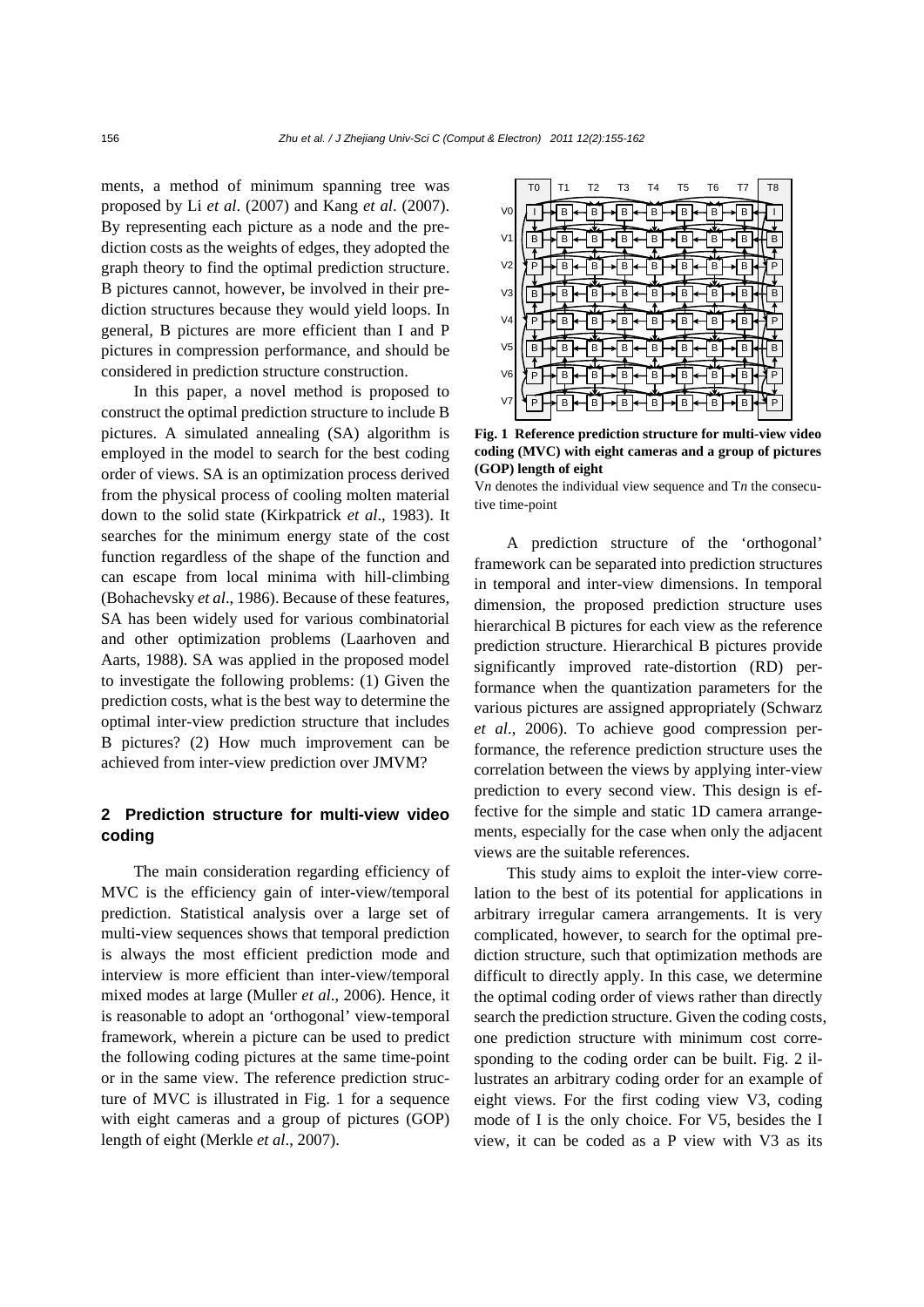ments, a method of minimum spanning tree was proposed by Li *et al*. (2007) and Kang *et al*. (2007). By representing each picture as a node and the prediction costs as the weights of edges, they adopted the graph theory to find the optimal prediction structure. B pictures cannot, however, be involved in their prediction structures because they would yield loops. In general, B pictures are more efficient than I and P pictures in compression performance, and should be considered in prediction structure construction.

In this paper, a novel method is proposed to construct the optimal prediction structure to include B pictures. A simulated annealing (SA) algorithm is employed in the model to search for the best coding order of views. SA is an optimization process derived from the physical process of cooling molten material down to the solid state (Kirkpatrick *et al*., 1983). It searches for the minimum energy state of the cost function regardless of the shape of the function and can escape from local minima with hill-climbing (Bohachevsky *et al*., 1986). Because of these features, SA has been widely used for various combinatorial and other optimization problems (Laarhoven and Aarts, 1988). SA was applied in the proposed model to investigate the following problems: (1) Given the prediction costs, what is the best way to determine the optimal inter-view prediction structure that includes B pictures? (2) How much improvement can be achieved from inter-view prediction over JMVM?

## 2 Prediction structure for multi-view video coding

The main consideration regarding efficiency of MVC is the efficiency gain of inter-view/temporal prediction. Statistical analysis over a large set of multi-view sequences shows that temporal prediction is always the most efficient prediction mode and interview is more efficient than inter-view/temporal mixed modes at large (Muller *et al*., 2006). Hence, it is reasonable to adopt an 'orthogonal' view-temporal framework, wherein a picture can be used to predict the following coding pictures at the same time-point or in the same view. The reference prediction structure of MVC is illustrated in Fig. 1 for a sequence with eight cameras and a group of pictures (GOP) length of eight (Merkle *et al*., 2007).

**Fig. 1 Reference prediction structure for multi-view video coding (MVC) with eight cameras and a group of pictures (GOP) length of eight**

V*n* denotes the individual view sequence and T*n* the consecutive time-point

A prediction structure of the 'orthogonal' framework can be separated into prediction structures in temporal and inter-view dimensions. In temporal dimension, the proposed prediction structure uses hierarchical B pictures for each view as the reference prediction structure. Hierarchical B pictures provide significantly improved rate-distortion (RD) performance when the quantization parameters for the various pictures are assigned appropriately (Schwarz *et al*., 2006). To achieve good compression performance, the reference prediction structure uses the correlation between the views by applying inter-view prediction to every second view. This design is effective for the simple and static 1D camera arrangements, especially for the case when only the adjacent views are the suitable references.

This study aims to exploit the inter-view correlation to the best of its potential for applications in arbitrary irregular camera arrangements. It is very complicated, however, to search for the optimal prediction structure, such that optimization methods are difficult to directly apply. In this case, we determine the optimal coding order of views rather than directly search the prediction structure. Given the coding costs, one prediction structure with minimum cost corresponding to the coding order can be built. Fig. 2 illustrates an arbitrary coding order for an example of eight views. For the first coding view V3, coding mode of I is the only choice. For V5, besides the I view, it can be coded as a P view with V3 as its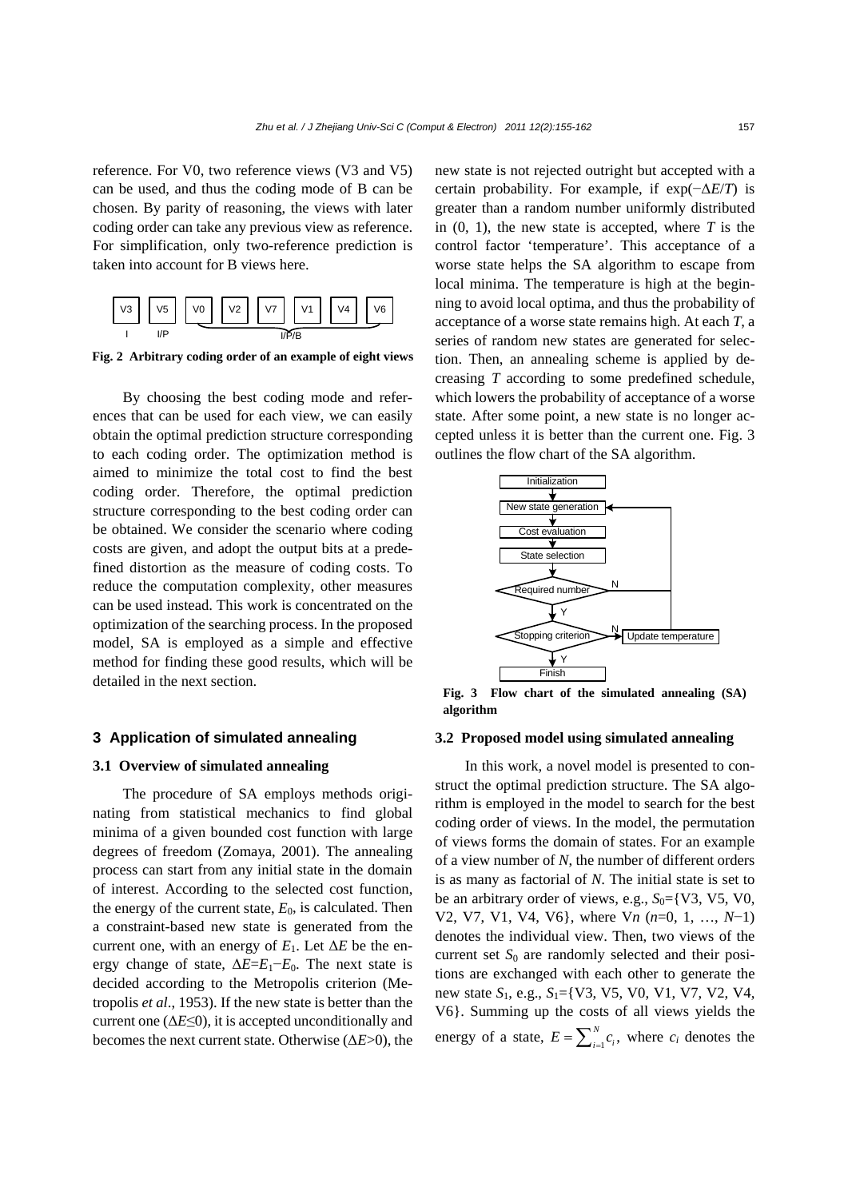reference. For V0, two reference views (V3 and V5) can be used, and thus the coding mode of B can be chosen. By parity of reasoning, the views with later coding order can take any previous view as reference. For simplification, only two-reference prediction is taken into account for B views here.

**Fig. 2 Arbitrary coding order of an example of eight views**

By choosing the best coding mode and references that can be used for each view, we can easily obtain the optimal prediction structure corresponding to each coding order. The optimization method is aimed to minimize the total cost to find the best coding order. Therefore, the optimal prediction structure corresponding to the best coding order can be obtained. We consider the scenario where coding costs are given, and adopt the output bits at a predefined distortion as the measure of coding costs. To reduce the computation complexity, other measures can be used instead. This work is concentrated on the optimization of the searching process. In the proposed model, SA is employed as a simple and effective method for finding these good results, which will be detailed in the next section.

## 3 Application of simulated annealing

### 3.1 Overview of simulated annealing

The procedure of SA employs methods originating from statistical mechanics to find global minima of a given bounded cost function with large degrees of freedom (Zomaya, 2001). The annealing process can start from any initial state in the domain of interest. According to the selected cost function, the energy of the current state, $E_0$, is calculated. Then a constraint-based new state is generated from the current one, with an energy of $E_1$. Let $\Delta E$ be the energy change of state, $\Delta E=E_1-E_0$. The next state is decided according to the Metropolis criterion (Metropolis *et al*., 1953). If the new state is better than the current one ($\Delta E\leq 0$), it is accepted unconditionally and becomes the next current state. Otherwise ($\Delta E>0$), the new state is not rejected outright but accepted with a certain probability. For example, if $\exp(-\Delta E/T)$ is greater than a random number uniformly distributed in (0, 1), the new state is accepted, where $T$ is the control factor 'temperature'. This acceptance of a worse state helps the SA algorithm to escape from local minima. The temperature is high at the beginning to avoid local optima, and thus the probability of acceptance of a worse state remains high. At each $T$, a series of random new states are generated for selection. Then, an annealing scheme is applied by decreasing $T$ according to some predefined schedule, which lowers the probability of acceptance of a worse state. After some point, a new state is no longer accepted unless it is better than the current one. Fig. 3 outlines the flow chart of the SA algorithm.

**Fig. 3 Flow chart of the simulated annealing (SA) algorithm**

### 3.2 Proposed model using simulated annealing

In this work, a novel model is presented to construct the optimal prediction structure. The SA algorithm is employed in the model to search for the best coding order of views. In the model, the permutation of views forms the domain of states. For an example of a view number of $N$, the number of different orders is as many as factorial of $N$. The initial state is set to be an arbitrary order of views, e.g., $S_0$={V3, V5, V0, V2, V7, V1, V4, V6}, where V$n$ ($n$=0, 1, …, $N-1$) denotes the individual view. Then, two views of the current set $S_0$ are randomly selected and their positions are exchanged with each other to generate the new state $S_1$, e.g., $S_1$={V3, V5, V0, V1, V7, V2, V4, V6}. Summing up the costs of all views yields the energy of a state, $E=\sum_{i=1}^{N}c_i$, where $c_i$ denotes the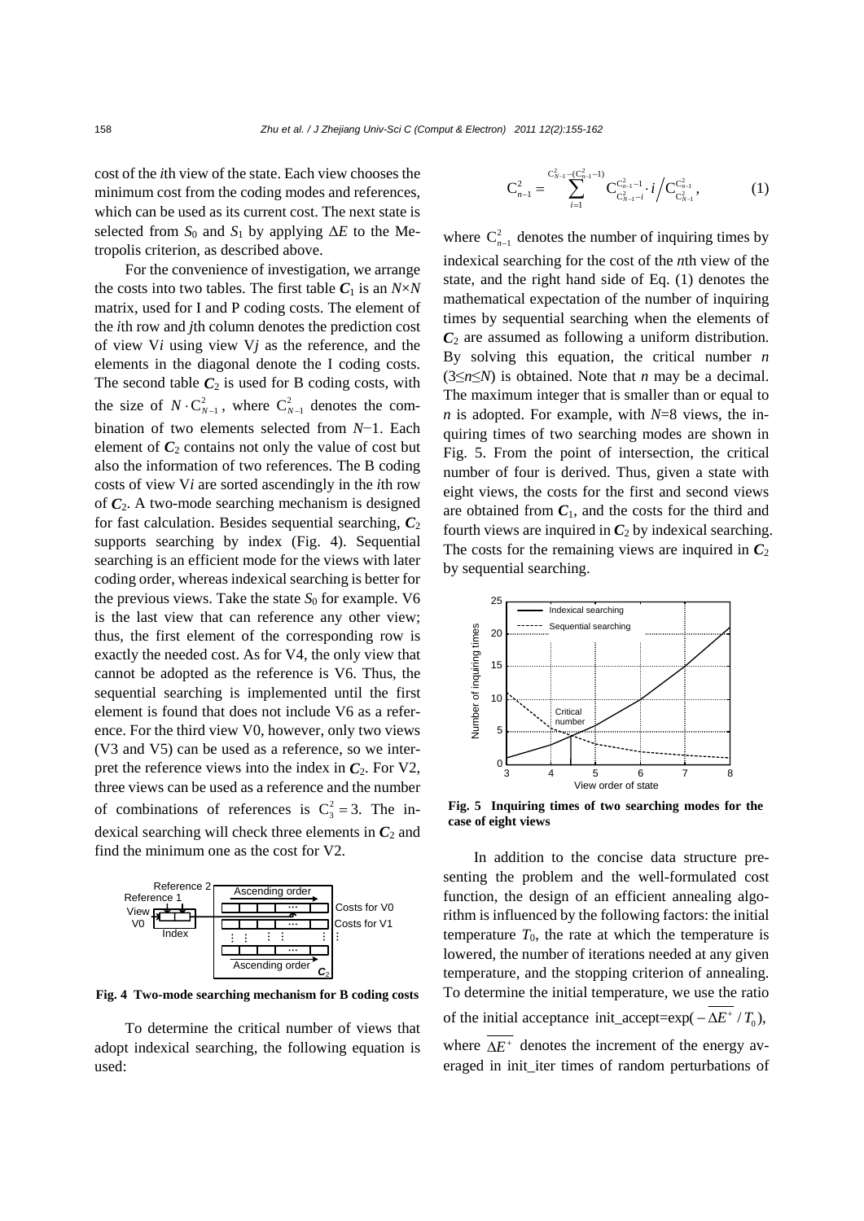cost of the $i$th view of the state. Each view chooses the minimum cost from the coding modes and references, which can be used as its current cost. The next state is selected from $S_0$ and $S_1$ by applying $\Delta E$ to the Metropolis criterion, as described above.

For the convenience of investigation, we arrange the costs into two tables. The first table $\boldsymbol{C}_1$ is an $N\times N$ matrix, used for I and P coding costs. The element of the $i$th row and $j$th column denotes the prediction cost of view V$i$ using view V$j$ as the reference, and the elements in the diagonal denote the I coding costs. The second table $\boldsymbol{C}_2$ is used for B coding costs, with the size of $N\cdot \mathrm{C}_{N-1}^2$, where $\mathrm{C}_{N-1}^2$ denotes the combination of two elements selected from $N-1$. Each element of $\boldsymbol{C}_2$ contains not only the value of cost but also the information of two references. The B coding costs of view V$i$ are sorted ascendingly in the $i$th row of $\boldsymbol{C}_2$. A two-mode searching mechanism is designed for fast calculation. Besides sequential searching, $\boldsymbol{C}_2$ supports searching by index (Fig. 4). Sequential searching is an efficient mode for the views with later coding order, whereas indexical searching is better for the previous views. Take the state $S_0$ for example. V6 is the last view that can reference any other view; thus, the first element of the corresponding row is exactly the needed cost. As for V4, the only view that cannot be adopted as the reference is V6. Thus, the sequential searching is implemented until the first element is found that does not include V6 as a reference. For the third view V0, however, only two views (V3 and V5) can be used as a reference, so we interpret the reference views into the index in $\boldsymbol{C}_2$. For V2, three views can be used as a reference and the number of combinations of references is $\mathrm{C}_3^2=3$. The indexical searching will check three elements in $\boldsymbol{C}_2$ and find the minimum one as the cost for V2.

**Fig. 4 Two-mode searching mechanism for B coding costs**

To determine the critical number of views that adopt indexical searching, the following equation is used:

$$\mathrm{C}_{n-1}^2=\sum_{i=1}^{\mathrm{C}_{N-1}^2-(\mathrm{C}_{n-1}^2-1)}\mathrm{C}_{\mathrm{C}_{N-1}^2-i}^{\mathrm{C}_{n-1}^2-1}\cdot i\Big/\mathrm{C}_{\mathrm{C}_{N-1}^2}^{\mathrm{C}_{n-1}^2}, \tag{1}$$

where $\mathrm{C}_{n-1}^2$ denotes the number of inquiring times by indexical searching for the cost of the $n$th view of the state, and the right hand side of Eq. (1) denotes the mathematical expectation of the number of inquiring times by sequential searching when the elements of $\boldsymbol{C}_2$ are assumed as following a uniform distribution. By solving this equation, the critical number $n$ ($3\leq n\leq N$) is obtained. Note that $n$ may be a decimal. The maximum integer that is smaller than or equal to $n$ is adopted. For example, with $N$=8 views, the inquiring times of two searching modes are shown in Fig. 5. From the point of intersection, the critical number of four is derived. Thus, given a state with eight views, the costs for the first and second views are obtained from $\boldsymbol{C}_1$, and the costs for the third and fourth views are inquired in $\boldsymbol{C}_2$ by indexical searching. The costs for the remaining views are inquired in $\boldsymbol{C}_2$ by sequential searching.

**Fig. 5 Inquiring times of two searching modes for the case of eight views**

In addition to the concise data structure presenting the problem and the well-formulated cost function, the design of an efficient annealing algorithm is influenced by the following factors: the initial temperature $T_0$, the rate at which the temperature is lowered, the number of iterations needed at any given temperature, and the stopping criterion of annealing. To determine the initial temperature, we use the ratio of the initial acceptance init_accept=$\exp(-\overline{\Delta E^+}/T_0)$, where $\overline{\Delta E^+}$ denotes the increment of the energy averaged in init_iter times of random perturbations of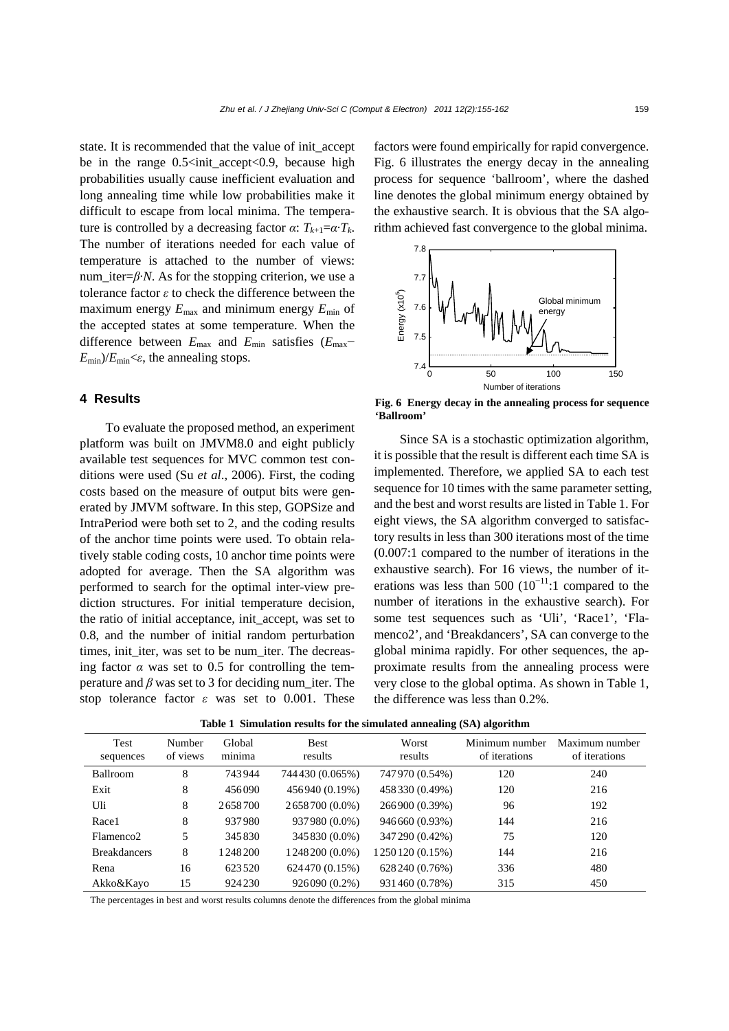state. It is recommended that the value of init_accept be in the range 0.5<init_accept<0.9, because high probabilities usually cause inefficient evaluation and long annealing time while low probabilities make it difficult to escape from local minima. The temperature is controlled by a decreasing factor $\alpha$: $T_{k+1}=\alpha \cdot T_k$. The number of iterations needed for each value of temperature is attached to the number of views: num_iter=$\beta \cdot N$. As for the stopping criterion, we use a tolerance factor $\varepsilon$ to check the difference between the maximum energy $E_{\max}$ and minimum energy $E_{\min}$ of the accepted states at some temperature. When the difference between $E_{\max}$ and $E_{\min}$ satisfies $(E_{\max}-E_{\min})/E_{\min}<\varepsilon$, the annealing stops.

## 4 Results

To evaluate the proposed method, an experiment platform was built on JMVM8.0 and eight publicly available test sequences for MVC common test conditions were used (Su *et al*., 2006). First, the coding costs based on the measure of output bits were generated by JMVM software. In this step, GOPSize and IntraPeriod were both set to 2, and the coding results of the anchor time points were used. To obtain relatively stable coding costs, 10 anchor time points were adopted for average. Then the SA algorithm was performed to search for the optimal inter-view prediction structures. For initial temperature decision, the ratio of initial acceptance, init_accept, was set to 0.8, and the number of initial random perturbation times, init_iter, was set to be num_iter. The decreasing factor $\alpha$ was set to 0.5 for controlling the temperature and $\beta$ was set to 3 for deciding num_iter. The stop tolerance factor $\varepsilon$ was set to 0.001. These factors were found empirically for rapid convergence. Fig. 6 illustrates the energy decay in the annealing process for sequence 'ballroom', where the dashed line denotes the global minimum energy obtained by the exhaustive search. It is obvious that the SA algorithm achieved fast convergence to the global minima.

**Fig. 6 Energy decay in the annealing process for sequence 'Ballroom'**

Since SA is a stochastic optimization algorithm, it is possible that the result is different each time SA is implemented. Therefore, we applied SA to each test sequence for 10 times with the same parameter setting, and the best and worst results are listed in Table 1. For eight views, the SA algorithm converged to satisfactory results in less than 300 iterations most of the time (0.007:1 compared to the number of iterations in the exhaustive search). For 16 views, the number of iterations was less than 500 ($10^{-11}$:1 compared to the number of iterations in the exhaustive search). For some test sequences such as 'Uli', 'Race1', 'Flamenco2', and 'Breakdancers', SA can converge to the global minima rapidly. For other sequences, the approximate results from the annealing process were very close to the global optima. As shown in Table 1, the difference was less than 0.2%.

**Table 1 Simulation results for the simulated annealing (SA) algorithm**

| Test sequences | Number of views | Global minima | Best results | Worst results | Minimum number of iterations | Maximum number of iterations |
|---|---|---|---|---|---|---|
| Ballroom | 8 | 743944 | 744430 (0.065%) | 747970 (0.54%) | 120 | 240 |
| Exit | 8 | 456090 | 456940 (0.19%) | 458330 (0.49%) | 120 | 216 |
| Uli | 8 | 2658700 | 2658700 (0.0%) | 266900 (0.39%) | 96 | 192 |
| Race1 | 8 | 937980 | 937980 (0.0%) | 946660 (0.93%) | 144 | 216 |
| Flamenco2 | 5 | 345830 | 345830 (0.0%) | 347290 (0.42%) | 75 | 120 |
| Breakdancers | 8 | 1248200 | 1248200 (0.0%) | 1250120 (0.15%) | 144 | 216 |
| Rena | 16 | 623520 | 624470 (0.15%) | 628240 (0.76%) | 336 | 480 |
| Akko&Kayo | 15 | 924230 | 926090 (0.2%) | 931460 (0.78%) | 315 | 450 |

The percentages in best and worst results columns denote the differences from the global minima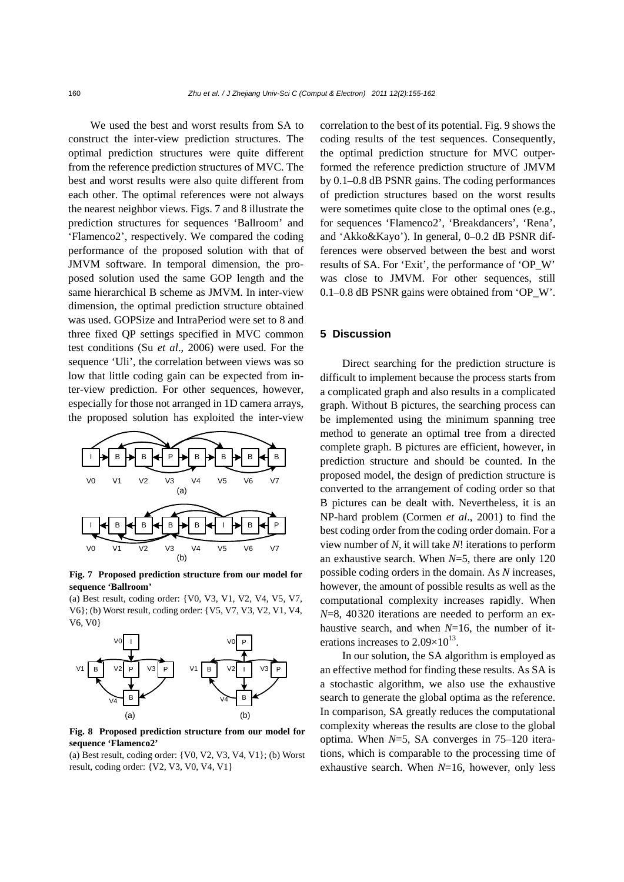We used the best and worst results from SA to construct the inter-view prediction structures. The optimal prediction structures were quite different from the reference prediction structures of MVC. The best and worst results were also quite different from each other. The optimal references were not always the nearest neighbor views. Figs. 7 and 8 illustrate the prediction structures for sequences 'Ballroom' and 'Flamenco2', respectively. We compared the coding performance of the proposed solution with that of JMVM software. In temporal dimension, the proposed solution used the same GOP length and the same hierarchical B scheme as JMVM. In inter-view dimension, the optimal prediction structure obtained was used. GOPSize and IntraPeriod were set to 8 and three fixed QP settings specified in MVC common test conditions (Su *et al*., 2006) were used. For the sequence 'Uli', the correlation between views was so low that little coding gain can be expected from inter-view prediction. For other sequences, however, especially for those not arranged in 1D camera arrays, the proposed solution has exploited the inter-view correlation to the best of its potential. Fig. 9 shows the coding results of the test sequences. Consequently, the optimal prediction structure for MVC outperformed the reference prediction structure of JMVM by 0.1–0.8 dB PSNR gains. The coding performances of prediction structures based on the worst results were sometimes quite close to the optimal ones (e.g., for sequences 'Flamenco2', 'Breakdancers', 'Rena', and 'Akko&Kayo'). In general, 0–0.2 dB PSNR differences were observed between the best and worst results of SA. For 'Exit', the performance of 'OP_W' was close to JMVM. For other sequences, still 0.1–0.8 dB PSNR gains were obtained from 'OP_W'.

**Fig. 7 Proposed prediction structure from our model for sequence 'Ballroom'**

(a) Best result, coding order: {V0, V3, V1, V2, V4, V5, V7, V6}; (b) Worst result, coding order: {V5, V7, V3, V2, V1, V4, V6, V0}

**Fig. 8 Proposed prediction structure from our model for sequence 'Flamenco2'**

(a) Best result, coding order: {V0, V2, V3, V4, V1}; (b) Worst result, coding order: {V2, V3, V0, V4, V1}

## 5 Discussion

Direct searching for the prediction structure is difficult to implement because the process starts from a complicated graph and also results in a complicated graph. Without B pictures, the searching process can be implemented using the minimum spanning tree method to generate an optimal tree from a directed complete graph. B pictures are efficient, however, in prediction structure and should be counted. In the proposed model, the design of prediction structure is converted to the arrangement of coding order so that B pictures can be dealt with. Nevertheless, it is an NP-hard problem (Cormen *et al*., 2001) to find the best coding order from the coding order domain. For a view number of $N$, it will take $N!$ iterations to perform an exhaustive search. When $N=5$, there are only 120 possible coding orders in the domain. As $N$ increases, however, the amount of possible results as well as the computational complexity increases rapidly. When $N=8$, 40320 iterations are needed to perform an exhaustive search, and when $N=16$, the number of iterations increases to $2.09\times10^{13}$.

In our solution, the SA algorithm is employed as an effective method for finding these results. As SA is a stochastic algorithm, we also use the exhaustive search to generate the global optima as the reference. In comparison, SA greatly reduces the computational complexity whereas the results are close to the global optima. When $N=5$, SA converges in 75–120 iterations, which is comparable to the processing time of exhaustive search. When $N=16$, however, only less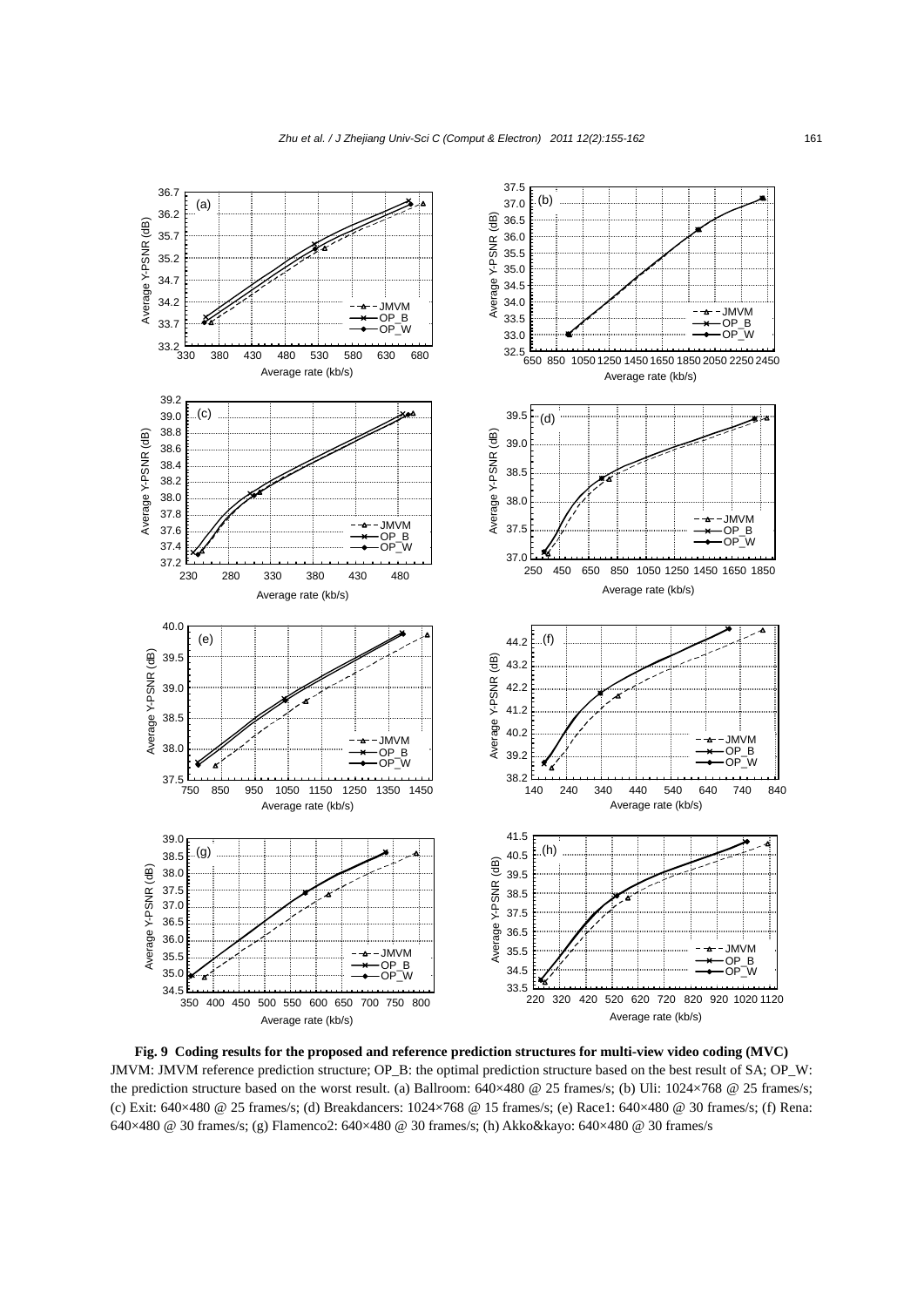**Fig. 9 Coding results for the proposed and reference prediction structures for multi-view video coding (MVC)**

JMVM: JMVM reference prediction structure; OP_B: the optimal prediction structure based on the best result of SA; OP_W: the prediction structure based on the worst result. (a) Ballroom: 640×480 @ 25 frames/s; (b) Uli: 1024×768 @ 25 frames/s; (c) Exit: 640×480 @ 25 frames/s; (d) Breakdancers: 1024×768 @ 15 frames/s; (e) Race1: 640×480 @ 30 frames/s; (f) Rena: 640×480 @ 30 frames/s; (g) Flamenco2: 640×480 @ 30 frames/s; (h) Akko&kayo: 640×480 @ 30 frames/s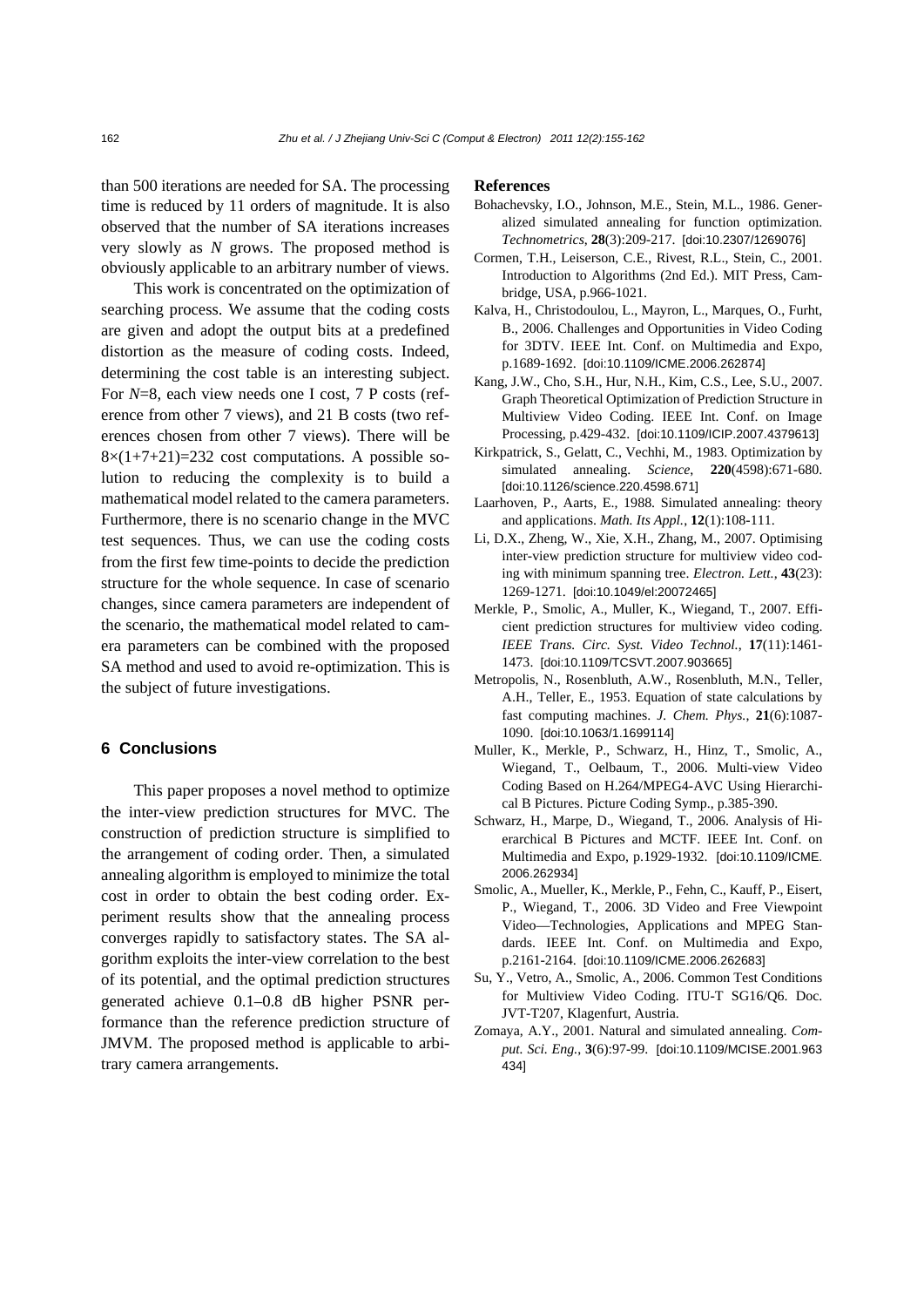than 500 iterations are needed for SA. The processing time is reduced by 11 orders of magnitude. It is also observed that the number of SA iterations increases very slowly as $N$ grows. The proposed method is obviously applicable to an arbitrary number of views.

This work is concentrated on the optimization of searching process. We assume that the coding costs are given and adopt the output bits at a predefined distortion as the measure of coding costs. Indeed, determining the cost table is an interesting subject. For $N$=8, each view needs one I cost, 7 P costs (reference from other 7 views), and 21 B costs (two references chosen from other 7 views). There will be $8\times(1+7+21)=232$ cost computations. A possible solution to reducing the complexity is to build a mathematical model related to the camera parameters. Furthermore, there is no scenario change in the MVC test sequences. Thus, we can use the coding costs from the first few time-points to decide the prediction structure for the whole sequence. In case of scenario changes, since camera parameters are independent of the scenario, the mathematical model related to camera parameters can be combined with the proposed SA method and used to avoid re-optimization. This is the subject of future investigations.

## 6 Conclusions

This paper proposes a novel method to optimize the inter-view prediction structures for MVC. The construction of prediction structure is simplified to the arrangement of coding order. Then, a simulated annealing algorithm is employed to minimize the total cost in order to obtain the best coding order. Experiment results show that the annealing process converges rapidly to satisfactory states. The SA algorithm exploits the inter-view correlation to the best of its potential, and the optimal prediction structures generated achieve 0.1–0.8 dB higher PSNR performance than the reference prediction structure of JMVM. The proposed method is applicable to arbitrary camera arrangements.

## References

Bohachevsky, I.O., Johnson, M.E., Stein, M.L., 1986. Generalized simulated annealing for function optimization. *Technometrics*, **28**(3):209-217. [doi:10.2307/1269076]

Cormen, T.H., Leiserson, C.E., Rivest, R.L., Stein, C., 2001. Introduction to Algorithms (2nd Ed.). MIT Press, Cambridge, USA, p.966-1021.

Kalva, H., Christodoulou, L., Mayron, L., Marques, O., Furht, B., 2006. Challenges and Opportunities in Video Coding for 3DTV. IEEE Int. Conf. on Multimedia and Expo, p.1689-1692. [doi:10.1109/ICME.2006.262874]

Kang, J.W., Cho, S.H., Hur, N.H., Kim, C.S., Lee, S.U., 2007. Graph Theoretical Optimization of Prediction Structure in Multiview Video Coding. IEEE Int. Conf. on Image Processing, p.429-432. [doi:10.1109/ICIP.2007.4379613]

Kirkpatrick, S., Gelatt, C., Vechhi, M., 1983. Optimization by simulated annealing. *Science*, **220**(4598):671-680. [doi:10.1126/science.220.4598.671]

Laarhoven, P., Aarts, E., 1988. Simulated annealing: theory and applications. *Math. Its Appl.*, **12**(1):108-111.

Li, D.X., Zheng, W., Xie, X.H., Zhang, M., 2007. Optimising inter-view prediction structure for multiview video coding with minimum spanning tree. *Electron. Lett.*, **43**(23): 1269-1271. [doi:10.1049/el:20072465]

Merkle, P., Smolic, A., Muller, K., Wiegand, T., 2007. Efficient prediction structures for multiview video coding. *IEEE Trans. Circ. Syst. Video Technol.*, **17**(11):1461-1473. [doi:10.1109/TCSVT.2007.903665]

Metropolis, N., Rosenbluth, A.W., Rosenbluth, M.N., Teller, A.H., Teller, E., 1953. Equation of state calculations by fast computing machines. *J. Chem. Phys.*, **21**(6):1087-1090. [doi:10.1063/1.1699114]

Muller, K., Merkle, P., Schwarz, H., Hinz, T., Smolic, A., Wiegand, T., Oelbaum, T., 2006. Multi-view Video Coding Based on H.264/MPEG4-AVC Using Hierarchical B Pictures. Picture Coding Symp., p.385-390.

Schwarz, H., Marpe, D., Wiegand, T., 2006. Analysis of Hierarchical B Pictures and MCTF. IEEE Int. Conf. on Multimedia and Expo, p.1929-1932. [doi:10.1109/ICME.2006.262934]

Smolic, A., Mueller, K., Merkle, P., Fehn, C., Kauff, P., Eisert, P., Wiegand, T., 2006. 3D Video and Free Viewpoint Video—Technologies, Applications and MPEG Standards. IEEE Int. Conf. on Multimedia and Expo, p.2161-2164. [doi:10.1109/ICME.2006.262683]

Su, Y., Vetro, A., Smolic, A., 2006. Common Test Conditions for Multiview Video Coding. ITU-T SG16/Q6. Doc. JVT-T207, Klagenfurt, Austria.

Zomaya, A.Y., 2001. Natural and simulated annealing. *Comput. Sci. Eng.*, **3**(6):97-99. [doi:10.1109/MCISE.2001.963434]